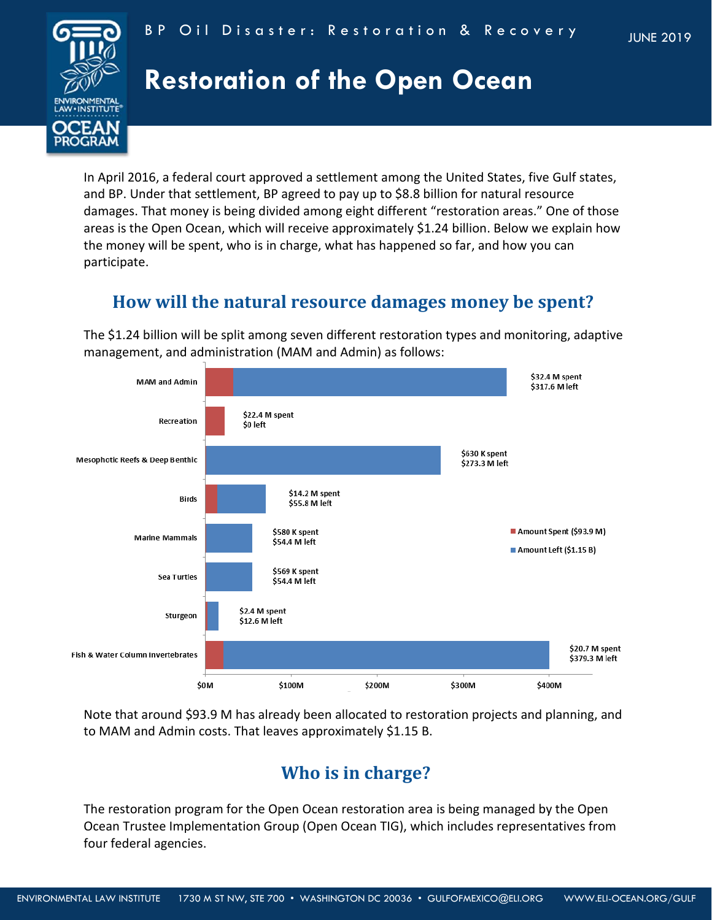BP Oil Disaster: Restoration & Recovery

JUNE 2019

# Restoration of the Open Ocean

In April 2016, a federal court approved a settlement among the United States, five Gulf states, and BP. Under that settlement, BP agreed to pay up to $8.8 billion for natural resource damages. That money is being divided among eight different "restoration areas." One of those areas is the Open Ocean, which will receive approximately $1.24 billion. Below we explain how the money will be spent, who is in charge, what has happened so far, and how you can participate.

## How will the natural resource damages money be spent?

The $1.24 billion will be split among seven different restoration types and monitoring, adaptive management, and administration (MAM and Admin) as follows:

| Category | Amount Spent ($93.9 M) | Amount Left ($1.15 B) |
|---|---|---|
| MAM and Admin | $32.4 M spent | $317.6 M left |
| Recreation | $22.4 M spent | $0 left |
| Mesophotic Reefs & Deep Benthic | $630 K spent | $273.3 M left |
| Birds | $14.2 M spent | $55.8 M left |
| Marine Mammals | $580 K spent | $54.4 M left |
| Sea Turtles | $569 K spent | $54.4 M left |
| Sturgeon | $2.4 M spent | $12.6 M left |
| Fish & Water Column Invertebrates | $20.7 M spent | $379.3 M left |

Note that around $93.9 M has already been allocated to restoration projects and planning, and to MAM and Admin costs. That leaves approximately $1.15 B.

## Who is in charge?

The restoration program for the Open Ocean restoration area is being managed by the Open Ocean Trustee Implementation Group (Open Ocean TIG), which includes representatives from four federal agencies.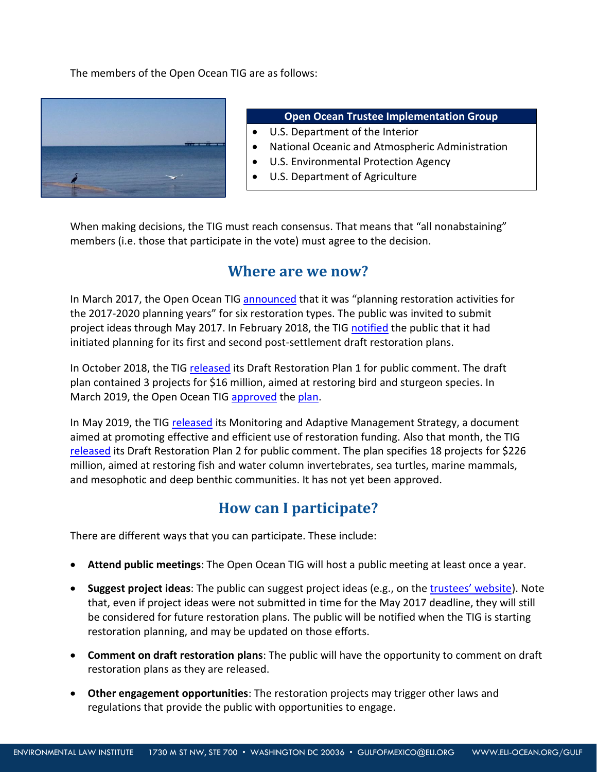The members of the Open Ocean TIG are as follows:

| Open Ocean Trustee Implementation Group |
| --- |
| • U.S. Department of the Interior |
| • National Oceanic and Atmospheric Administration |
| • U.S. Environmental Protection Agency |
| • U.S. Department of Agriculture |

When making decisions, the TIG must reach consensus. That means that "all nonabstaining" members (i.e. those that participate in the vote) must agree to the decision.

## Where are we now?

In March 2017, the Open Ocean TIG announced that it was "planning restoration activities for the 2017-2020 planning years" for six restoration types. The public was invited to submit project ideas through May 2017. In February 2018, the TIG notified the public that it had initiated planning for its first and second post-settlement draft restoration plans.

In October 2018, the TIG released its Draft Restoration Plan 1 for public comment. The draft plan contained 3 projects for $16 million, aimed at restoring bird and sturgeon species. In March 2019, the Open Ocean TIG approved the plan.

In May 2019, the TIG released its Monitoring and Adaptive Management Strategy, a document aimed at promoting effective and efficient use of restoration funding. Also that month, the TIG released its Draft Restoration Plan 2 for public comment. The plan specifies 18 projects for $226 million, aimed at restoring fish and water column invertebrates, sea turtles, marine mammals, and mesophotic and deep benthic communities. It has not yet been approved.

## How can I participate?

There are different ways that you can participate. These include:

- **Attend public meetings**: The Open Ocean TIG will host a public meeting at least once a year.
- **Suggest project ideas**: The public can suggest project ideas (e.g., on the trustees' website). Note that, even if project ideas were not submitted in time for the May 2017 deadline, they will still be considered for future restoration plans. The public will be notified when the TIG is starting restoration planning, and may be updated on those efforts.
- **Comment on draft restoration plans**: The public will have the opportunity to comment on draft restoration plans as they are released.
- **Other engagement opportunities**: The restoration projects may trigger other laws and regulations that provide the public with opportunities to engage.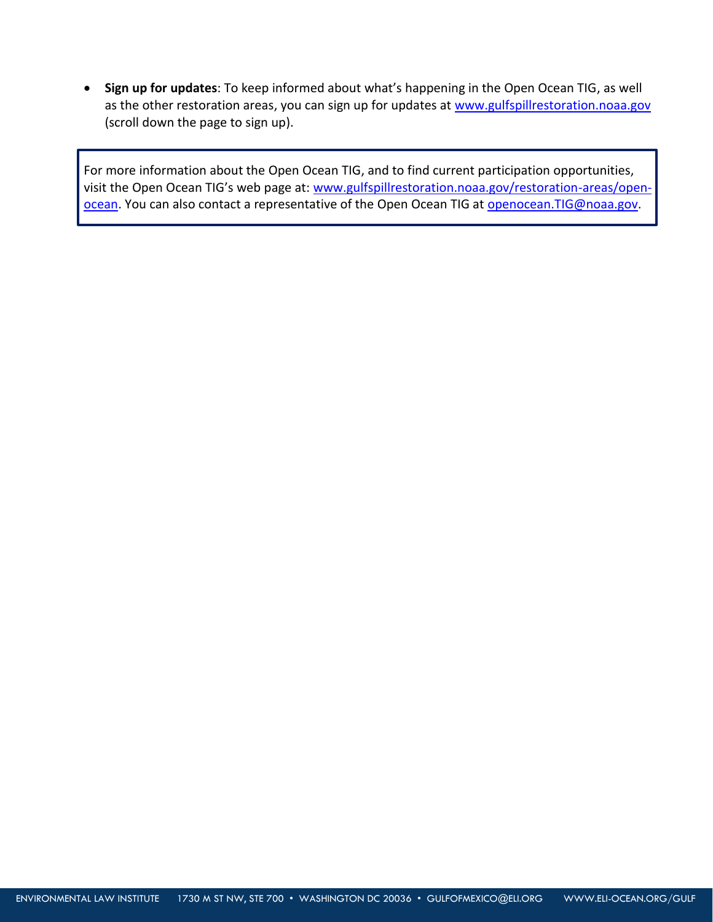- **Sign up for updates**: To keep informed about what's happening in the Open Ocean TIG, as well as the other restoration areas, you can sign up for updates at www.gulfspillrestoration.noaa.gov (scroll down the page to sign up).

For more information about the Open Ocean TIG, and to find current participation opportunities, visit the Open Ocean TIG's web page at: www.gulfspillrestoration.noaa.gov/restoration-areas/open-ocean. You can also contact a representative of the Open Ocean TIG at openocean.TIG@noaa.gov.